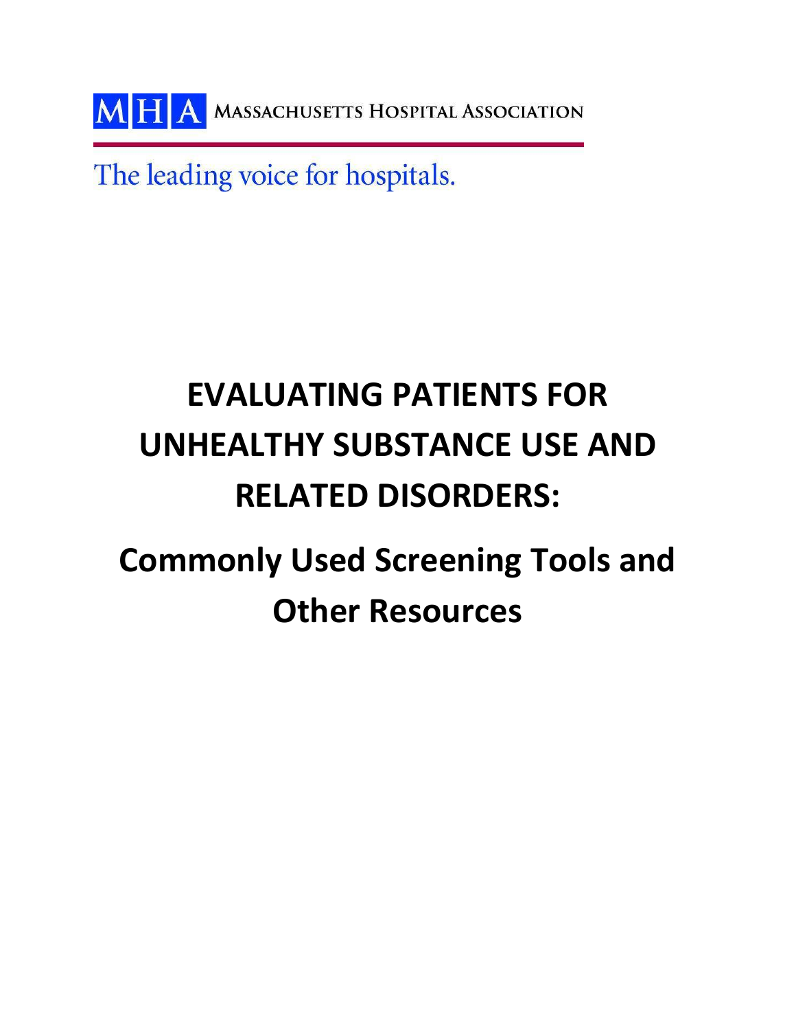MHA MASSACHUSETTS HOSPITAL ASSOCIATION

The leading voice for hospitals.

# EVALUATING PATIENTS FOR UNHEALTHY SUBSTANCE USE AND RELATED DISORDERS:

## Commonly Used Screening Tools and Other Resources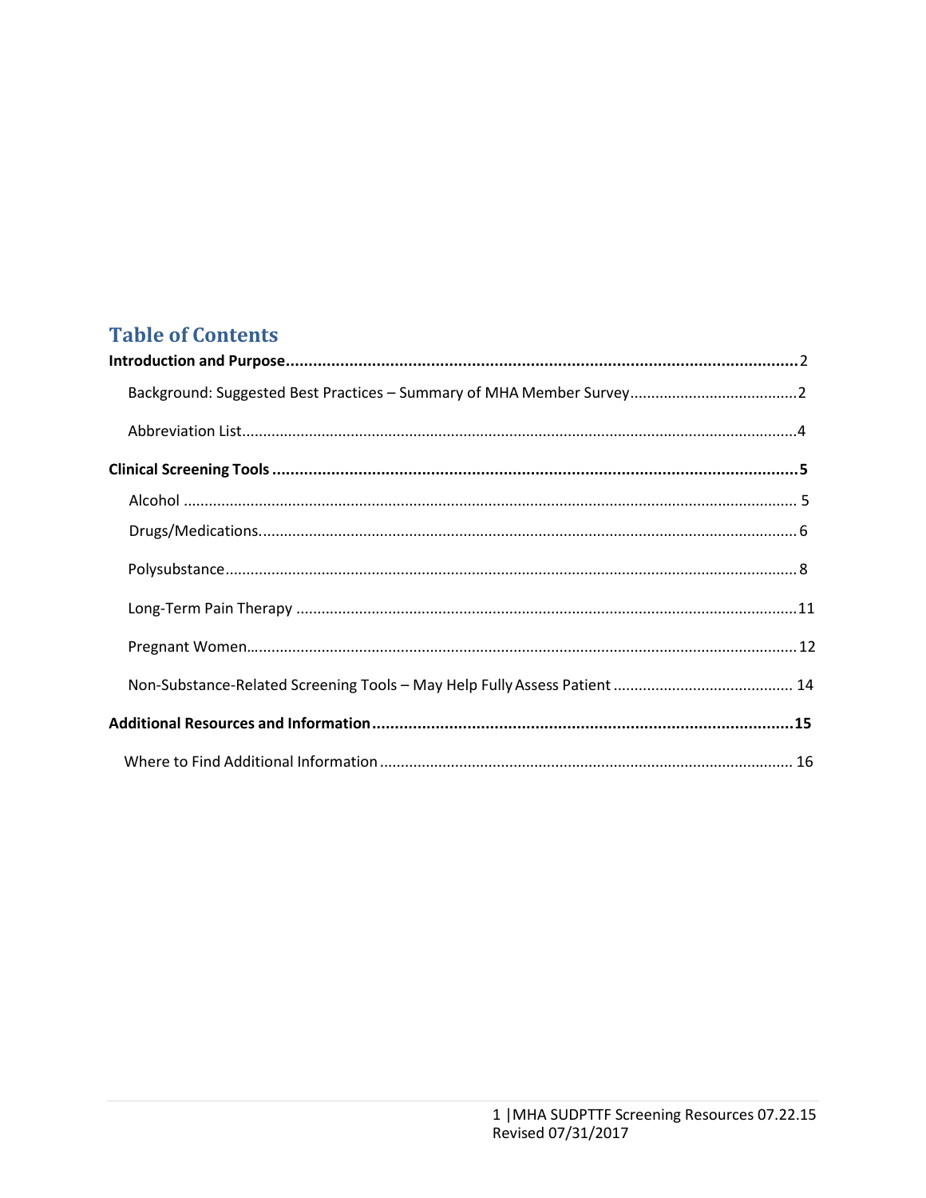## Table of Contents

**Introduction and Purpose** .......... 2

- Background: Suggested Best Practices – Summary of MHA Member Survey .......... 2
- Abbreviation List .......... 4

**Clinical Screening Tools** .......... 5

- Alcohol .......... 5
- Drugs/Medications. .......... 6
- Polysubstance .......... 8
- Long-Term Pain Therapy .......... 11
- Pregnant Women .......... 12
- Non-Substance-Related Screening Tools – May Help Fully Assess Patient .......... 14

**Additional Resources and Information** .......... 15

- Where to Find Additional Information .......... 16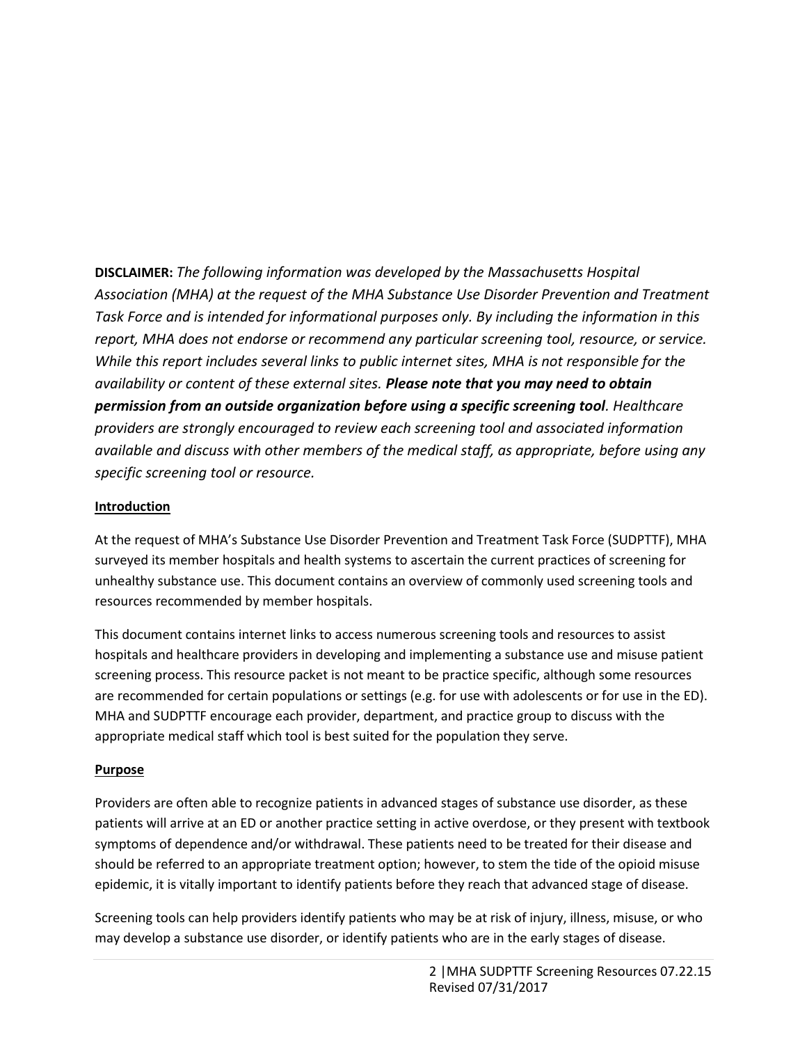**DISCLAIMER:** *The following information was developed by the Massachusetts Hospital Association (MHA) at the request of the MHA Substance Use Disorder Prevention and Treatment Task Force and is intended for informational purposes only. By including the information in this report, MHA does not endorse or recommend any particular screening tool, resource, or service. While this report includes several links to public internet sites, MHA is not responsible for the availability or content of these external sites.* ***Please note that you may need to obtain permission from an outside organization before using a specific screening tool****. Healthcare providers are strongly encouraged to review each screening tool and associated information available and discuss with other members of the medical staff, as appropriate, before using any specific screening tool or resource.*

## Introduction

At the request of MHA's Substance Use Disorder Prevention and Treatment Task Force (SUDPTTF), MHA surveyed its member hospitals and health systems to ascertain the current practices of screening for unhealthy substance use. This document contains an overview of commonly used screening tools and resources recommended by member hospitals.

This document contains internet links to access numerous screening tools and resources to assist hospitals and healthcare providers in developing and implementing a substance use and misuse patient screening process. This resource packet is not meant to be practice specific, although some resources are recommended for certain populations or settings (e.g. for use with adolescents or for use in the ED). MHA and SUDPTTF encourage each provider, department, and practice group to discuss with the appropriate medical staff which tool is best suited for the population they serve.

## Purpose

Providers are often able to recognize patients in advanced stages of substance use disorder, as these patients will arrive at an ED or another practice setting in active overdose, or they present with textbook symptoms of dependence and/or withdrawal. These patients need to be treated for their disease and should be referred to an appropriate treatment option; however, to stem the tide of the opioid misuse epidemic, it is vitally important to identify patients before they reach that advanced stage of disease.

Screening tools can help providers identify patients who may be at risk of injury, illness, misuse, or who may develop a substance use disorder, or identify patients who are in the early stages of disease.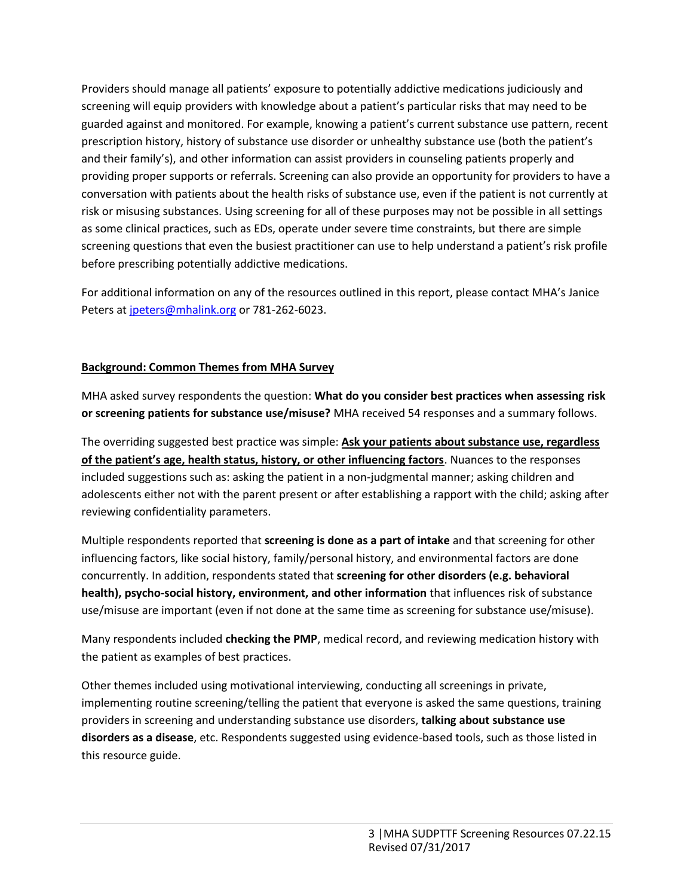Providers should manage all patients' exposure to potentially addictive medications judiciously and screening will equip providers with knowledge about a patient's particular risks that may need to be guarded against and monitored. For example, knowing a patient's current substance use pattern, recent prescription history, history of substance use disorder or unhealthy substance use (both the patient's and their family's), and other information can assist providers in counseling patients properly and providing proper supports or referrals. Screening can also provide an opportunity for providers to have a conversation with patients about the health risks of substance use, even if the patient is not currently at risk or misusing substances. Using screening for all of these purposes may not be possible in all settings as some clinical practices, such as EDs, operate under severe time constraints, but there are simple screening questions that even the busiest practitioner can use to help understand a patient's risk profile before prescribing potentially addictive medications.

For additional information on any of the resources outlined in this report, please contact MHA's Janice Peters at jpeters@mhalink.org or 781-262-6023.

## Background: Common Themes from MHA Survey

MHA asked survey respondents the question: **What do you consider best practices when assessing risk or screening patients for substance use/misuse?** MHA received 54 responses and a summary follows.

The overriding suggested best practice was simple: **Ask your patients about substance use, regardless of the patient's age, health status, history, or other influencing factors**. Nuances to the responses included suggestions such as: asking the patient in a non-judgmental manner; asking children and adolescents either not with the parent present or after establishing a rapport with the child; asking after reviewing confidentiality parameters.

Multiple respondents reported that **screening is done as a part of intake** and that screening for other influencing factors, like social history, family/personal history, and environmental factors are done concurrently. In addition, respondents stated that **screening for other disorders (e.g. behavioral health), psycho-social history, environment, and other information** that influences risk of substance use/misuse are important (even if not done at the same time as screening for substance use/misuse).

Many respondents included **checking the PMP**, medical record, and reviewing medication history with the patient as examples of best practices.

Other themes included using motivational interviewing, conducting all screenings in private, implementing routine screening/telling the patient that everyone is asked the same questions, training providers in screening and understanding substance use disorders, **talking about substance use disorders as a disease**, etc. Respondents suggested using evidence-based tools, such as those listed in this resource guide.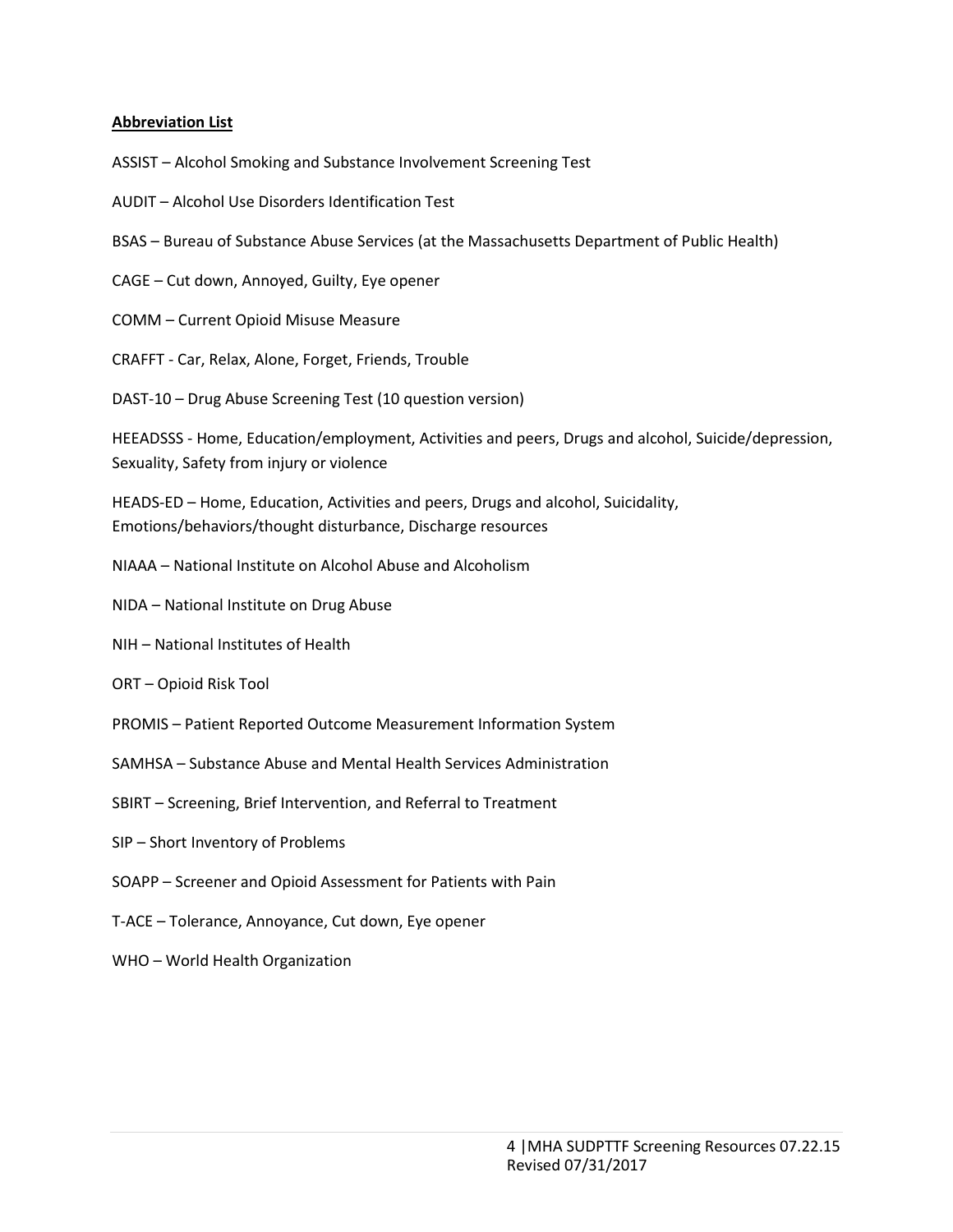**Abbreviation List**

ASSIST – Alcohol Smoking and Substance Involvement Screening Test

AUDIT – Alcohol Use Disorders Identification Test

BSAS – Bureau of Substance Abuse Services (at the Massachusetts Department of Public Health)

CAGE – Cut down, Annoyed, Guilty, Eye opener

COMM – Current Opioid Misuse Measure

CRAFFT - Car, Relax, Alone, Forget, Friends, Trouble

DAST-10 – Drug Abuse Screening Test (10 question version)

HEEADSSS - Home, Education/employment, Activities and peers, Drugs and alcohol, Suicide/depression, Sexuality, Safety from injury or violence

HEADS-ED – Home, Education, Activities and peers, Drugs and alcohol, Suicidality, Emotions/behaviors/thought disturbance, Discharge resources

NIAAA – National Institute on Alcohol Abuse and Alcoholism

NIDA – National Institute on Drug Abuse

NIH – National Institutes of Health

ORT – Opioid Risk Tool

PROMIS – Patient Reported Outcome Measurement Information System

SAMHSA – Substance Abuse and Mental Health Services Administration

SBIRT – Screening, Brief Intervention, and Referral to Treatment

SIP – Short Inventory of Problems

SOAPP – Screener and Opioid Assessment for Patients with Pain

T-ACE – Tolerance, Annoyance, Cut down, Eye opener

WHO – World Health Organization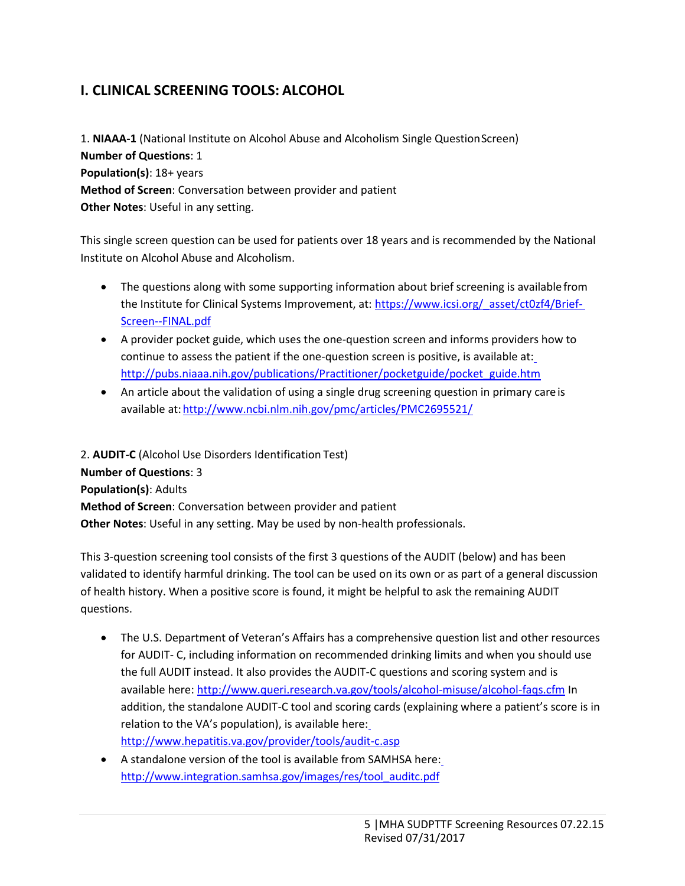## I. CLINICAL SCREENING TOOLS: ALCOHOL

1. **NIAAA-1** (National Institute on Alcohol Abuse and Alcoholism Single Question Screen)
**Number of Questions**: 1
**Population(s)**: 18+ years
**Method of Screen**: Conversation between provider and patient
**Other Notes**: Useful in any setting.

This single screen question can be used for patients over 18 years and is recommended by the National Institute on Alcohol Abuse and Alcoholism.

- The questions along with some supporting information about brief screening is available from the Institute for Clinical Systems Improvement, at: https://www.icsi.org/_asset/ct0zf4/Brief-Screen--FINAL.pdf
- A provider pocket guide, which uses the one-question screen and informs providers how to continue to assess the patient if the one-question screen is positive, is available at: http://pubs.niaaa.nih.gov/publications/Practitioner/pocketguide/pocket_guide.htm
- An article about the validation of using a single drug screening question in primary care is available at: http://www.ncbi.nlm.nih.gov/pmc/articles/PMC2695521/

2. **AUDIT-C** (Alcohol Use Disorders Identification Test)
**Number of Questions**: 3
**Population(s)**: Adults
**Method of Screen**: Conversation between provider and patient
**Other Notes**: Useful in any setting. May be used by non-health professionals.

This 3-question screening tool consists of the first 3 questions of the AUDIT (below) and has been validated to identify harmful drinking. The tool can be used on its own or as part of a general discussion of health history. When a positive score is found, it might be helpful to ask the remaining AUDIT questions.

- The U.S. Department of Veteran's Affairs has a comprehensive question list and other resources for AUDIT- C, including information on recommended drinking limits and when you should use the full AUDIT instead. It also provides the AUDIT-C questions and scoring system and is available here: http://www.queri.research.va.gov/tools/alcohol-misuse/alcohol-faqs.cfm In addition, the standalone AUDIT-C tool and scoring cards (explaining where a patient's score is in relation to the VA's population), is available here: http://www.hepatitis.va.gov/provider/tools/audit-c.asp
- A standalone version of the tool is available from SAMHSA here: http://www.integration.samhsa.gov/images/res/tool_auditc.pdf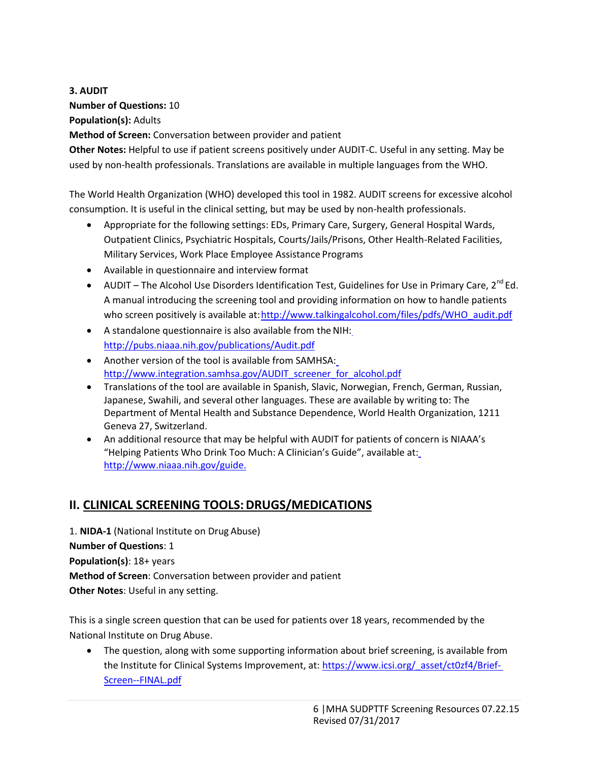**3. AUDIT**

**Number of Questions:** 10

**Population(s):** Adults

**Method of Screen:** Conversation between provider and patient

**Other Notes:** Helpful to use if patient screens positively under AUDIT-C. Useful in any setting. May be used by non-health professionals. Translations are available in multiple languages from the WHO.

The World Health Organization (WHO) developed this tool in 1982. AUDIT screens for excessive alcohol consumption. It is useful in the clinical setting, but may be used by non-health professionals.

- Appropriate for the following settings: EDs, Primary Care, Surgery, General Hospital Wards, Outpatient Clinics, Psychiatric Hospitals, Courts/Jails/Prisons, Other Health-Related Facilities, Military Services, Work Place Employee Assistance Programs
- Available in questionnaire and interview format
- AUDIT – The Alcohol Use Disorders Identification Test, Guidelines for Use in Primary Care, 2nd Ed. A manual introducing the screening tool and providing information on how to handle patients who screen positively is available at: http://www.talkingalcohol.com/files/pdfs/WHO_audit.pdf
- A standalone questionnaire is also available from the NIH: http://pubs.niaaa.nih.gov/publications/Audit.pdf
- Another version of the tool is available from SAMHSA: http://www.integration.samhsa.gov/AUDIT_screener_for_alcohol.pdf
- Translations of the tool are available in Spanish, Slavic, Norwegian, French, German, Russian, Japanese, Swahili, and several other languages. These are available by writing to: The Department of Mental Health and Substance Dependence, World Health Organization, 1211 Geneva 27, Switzerland.
- An additional resource that may be helpful with AUDIT for patients of concern is NIAAA's "Helping Patients Who Drink Too Much: A Clinician's Guide", available at: http://www.niaaa.nih.gov/guide.

## II. CLINICAL SCREENING TOOLS: DRUGS/MEDICATIONS

1. **NIDA-1** (National Institute on Drug Abuse)

**Number of Questions**: 1

**Population(s)**: 18+ years

**Method of Screen**: Conversation between provider and patient

**Other Notes**: Useful in any setting.

This is a single screen question that can be used for patients over 18 years, recommended by the National Institute on Drug Abuse.

- The question, along with some supporting information about brief screening, is available from the Institute for Clinical Systems Improvement, at: https://www.icsi.org/_asset/ct0zf4/Brief-Screen--FINAL.pdf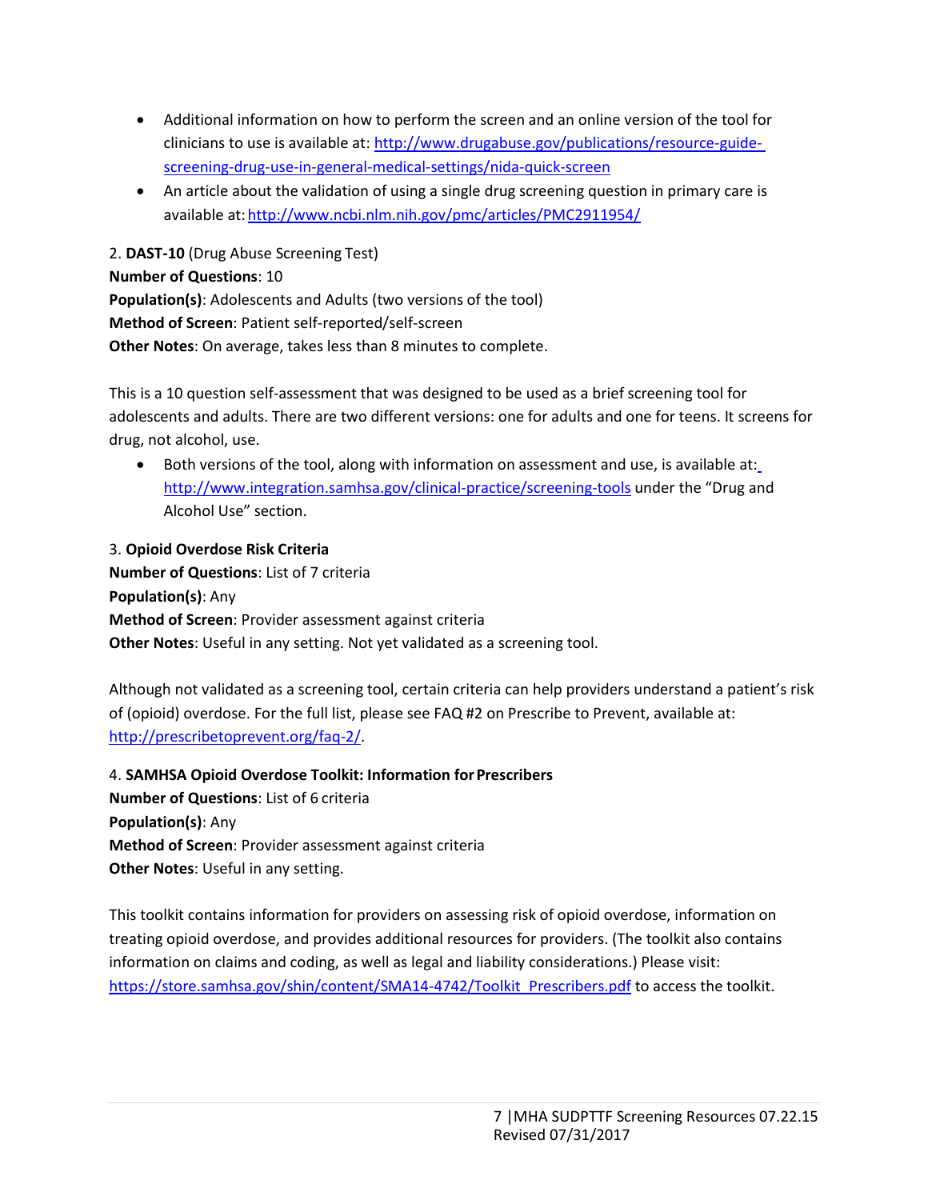- Additional information on how to perform the screen and an online version of the tool for clinicians to use is available at: http://www.drugabuse.gov/publications/resource-guide-screening-drug-use-in-general-medical-settings/nida-quick-screen
- An article about the validation of using a single drug screening question in primary care is available at: http://www.ncbi.nlm.nih.gov/pmc/articles/PMC2911954/

2. **DAST-10** (Drug Abuse Screening Test)
**Number of Questions**: 10
**Population(s)**: Adolescents and Adults (two versions of the tool)
**Method of Screen**: Patient self-reported/self-screen
**Other Notes**: On average, takes less than 8 minutes to complete.

This is a 10 question self-assessment that was designed to be used as a brief screening tool for adolescents and adults. There are two different versions: one for adults and one for teens. It screens for drug, not alcohol, use.

- Both versions of the tool, along with information on assessment and use, is available at: http://www.integration.samhsa.gov/clinical-practice/screening-tools under the "Drug and Alcohol Use" section.

3. **Opioid Overdose Risk Criteria**
**Number of Questions**: List of 7 criteria
**Population(s)**: Any
**Method of Screen**: Provider assessment against criteria
**Other Notes**: Useful in any setting. Not yet validated as a screening tool.

Although not validated as a screening tool, certain criteria can help providers understand a patient's risk of (opioid) overdose. For the full list, please see FAQ #2 on Prescribe to Prevent, available at: http://prescribetoprevent.org/faq-2/.

4. **SAMHSA Opioid Overdose Toolkit: Information for Prescribers**
**Number of Questions**: List of 6 criteria
**Population(s)**: Any
**Method of Screen**: Provider assessment against criteria
**Other Notes**: Useful in any setting.

This toolkit contains information for providers on assessing risk of opioid overdose, information on treating opioid overdose, and provides additional resources for providers. (The toolkit also contains information on claims and coding, as well as legal and liability considerations.) Please visit: https://store.samhsa.gov/shin/content/SMA14-4742/Toolkit_Prescribers.pdf to access the toolkit.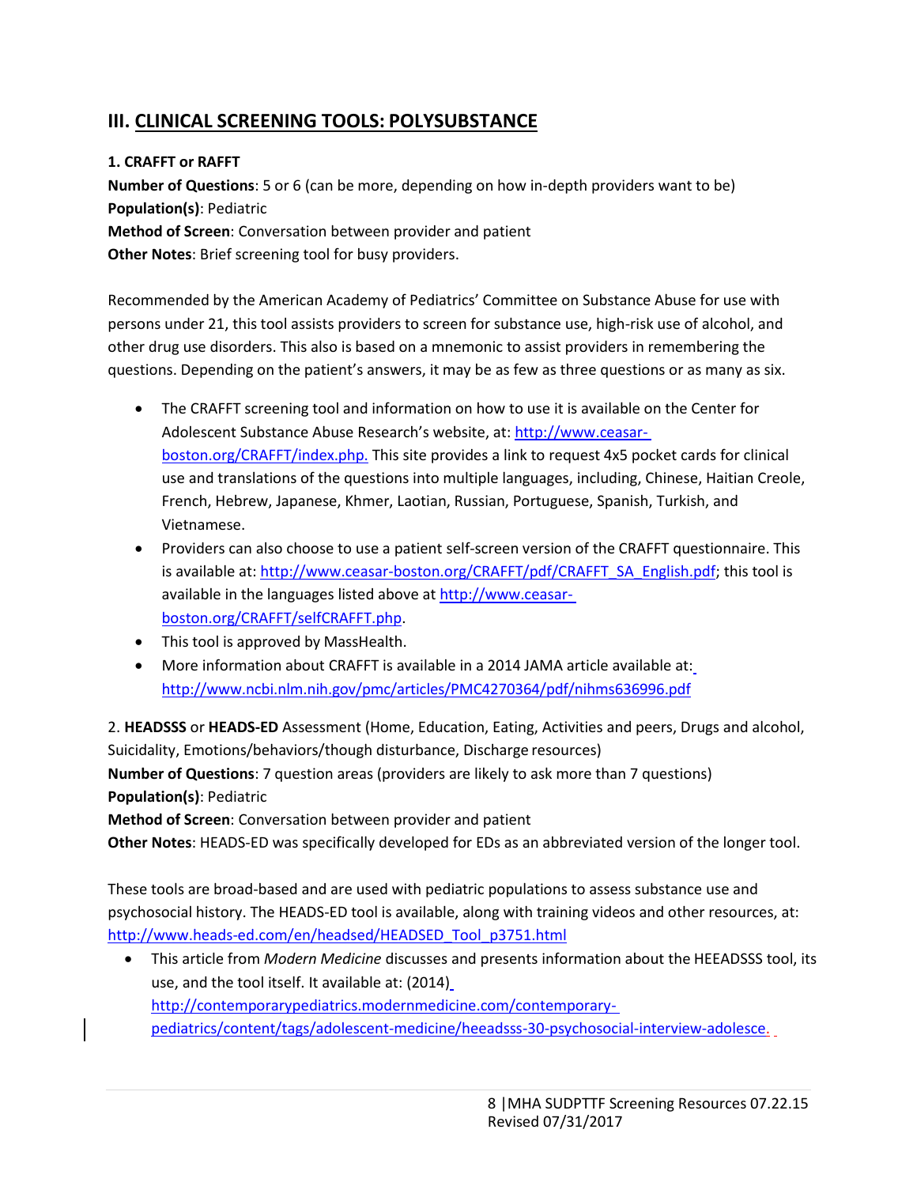## III. CLINICAL SCREENING TOOLS: POLYSUBSTANCE

**1. CRAFFT or RAFFT**

**Number of Questions**: 5 or 6 (can be more, depending on how in-depth providers want to be)
**Population(s)**: Pediatric
**Method of Screen**: Conversation between provider and patient
**Other Notes**: Brief screening tool for busy providers.

Recommended by the American Academy of Pediatrics' Committee on Substance Abuse for use with persons under 21, this tool assists providers to screen for substance use, high-risk use of alcohol, and other drug use disorders. This also is based on a mnemonic to assist providers in remembering the questions. Depending on the patient's answers, it may be as few as three questions or as many as six.

- The CRAFFT screening tool and information on how to use it is available on the Center for Adolescent Substance Abuse Research's website, at: http://www.ceasar-boston.org/CRAFFT/index.php. This site provides a link to request 4x5 pocket cards for clinical use and translations of the questions into multiple languages, including, Chinese, Haitian Creole, French, Hebrew, Japanese, Khmer, Laotian, Russian, Portuguese, Spanish, Turkish, and Vietnamese.
- Providers can also choose to use a patient self-screen version of the CRAFFT questionnaire. This is available at: http://www.ceasar-boston.org/CRAFFT/pdf/CRAFFT_SA_English.pdf; this tool is available in the languages listed above at http://www.ceasar-boston.org/CRAFFT/selfCRAFFT.php.
- This tool is approved by MassHealth.
- More information about CRAFFT is available in a 2014 JAMA article available at: http://www.ncbi.nlm.nih.gov/pmc/articles/PMC4270364/pdf/nihms636996.pdf

2. **HEADSSS** or **HEADS-ED** Assessment (Home, Education, Eating, Activities and peers, Drugs and alcohol, Suicidality, Emotions/behaviors/though disturbance, Discharge resources)
**Number of Questions**: 7 question areas (providers are likely to ask more than 7 questions)
**Population(s)**: Pediatric
**Method of Screen**: Conversation between provider and patient
**Other Notes**: HEADS-ED was specifically developed for EDs as an abbreviated version of the longer tool.

These tools are broad-based and are used with pediatric populations to assess substance use and psychosocial history. The HEADS-ED tool is available, along with training videos and other resources, at: http://www.heads-ed.com/en/headsed/HEADSED_Tool_p3751.html

- This article from *Modern Medicine* discusses and presents information about the HEEADSSS tool, its use, and the tool itself. It available at: (2014) http://contemporarypediatrics.modernmedicine.com/contemporary-pediatrics/content/tags/adolescent-medicine/heeadsss-30-psychosocial-interview-adolesce.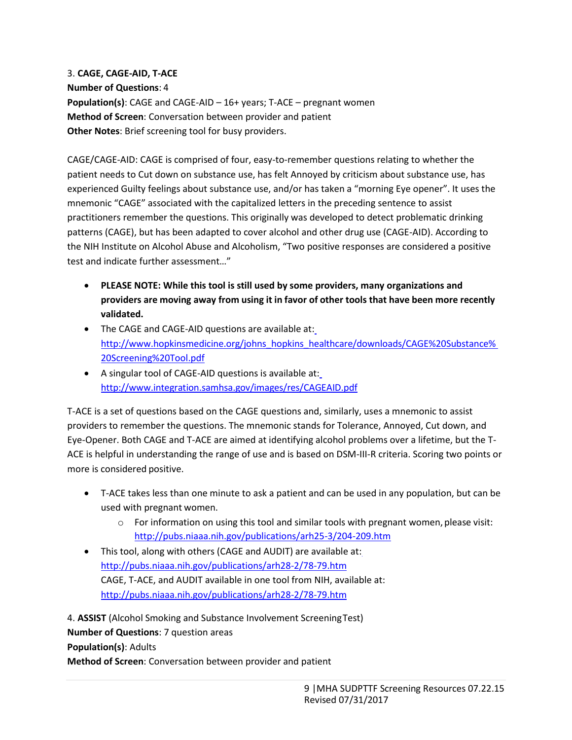3. **CAGE, CAGE-AID, T-ACE**
**Number of Questions**: 4
**Population(s)**: CAGE and CAGE-AID – 16+ years; T-ACE – pregnant women
**Method of Screen**: Conversation between provider and patient
**Other Notes**: Brief screening tool for busy providers.

CAGE/CAGE-AID: CAGE is comprised of four, easy-to-remember questions relating to whether the patient needs to Cut down on substance use, has felt Annoyed by criticism about substance use, has experienced Guilty feelings about substance use, and/or has taken a "morning Eye opener". It uses the mnemonic "CAGE" associated with the capitalized letters in the preceding sentence to assist practitioners remember the questions. This originally was developed to detect problematic drinking patterns (CAGE), but has been adapted to cover alcohol and other drug use (CAGE-AID). According to the NIH Institute on Alcohol Abuse and Alcoholism, "Two positive responses are considered a positive test and indicate further assessment…"

- **PLEASE NOTE: While this tool is still used by some providers, many organizations and providers are moving away from using it in favor of other tools that have been more recently validated.**
- The CAGE and CAGE-AID questions are available at: http://www.hopkinsmedicine.org/johns_hopkins_healthcare/downloads/CAGE%20Substance%20Screening%20Tool.pdf
- A singular tool of CAGE-AID questions is available at: http://www.integration.samhsa.gov/images/res/CAGEAID.pdf

T-ACE is a set of questions based on the CAGE questions and, similarly, uses a mnemonic to assist providers to remember the questions. The mnemonic stands for Tolerance, Annoyed, Cut down, and Eye-Opener. Both CAGE and T-ACE are aimed at identifying alcohol problems over a lifetime, but the T-ACE is helpful in understanding the range of use and is based on DSM-III-R criteria. Scoring two points or more is considered positive.

- T-ACE takes less than one minute to ask a patient and can be used in any population, but can be used with pregnant women.
  - For information on using this tool and similar tools with pregnant women, please visit: http://pubs.niaaa.nih.gov/publications/arh25-3/204-209.htm
- This tool, along with others (CAGE and AUDIT) are available at: http://pubs.niaaa.nih.gov/publications/arh28-2/78-79.htm
  CAGE, T-ACE, and AUDIT available in one tool from NIH, available at: http://pubs.niaaa.nih.gov/publications/arh28-2/78-79.htm

4. **ASSIST** (Alcohol Smoking and Substance Involvement Screening Test)
**Number of Questions**: 7 question areas
**Population(s)**: Adults
**Method of Screen**: Conversation between provider and patient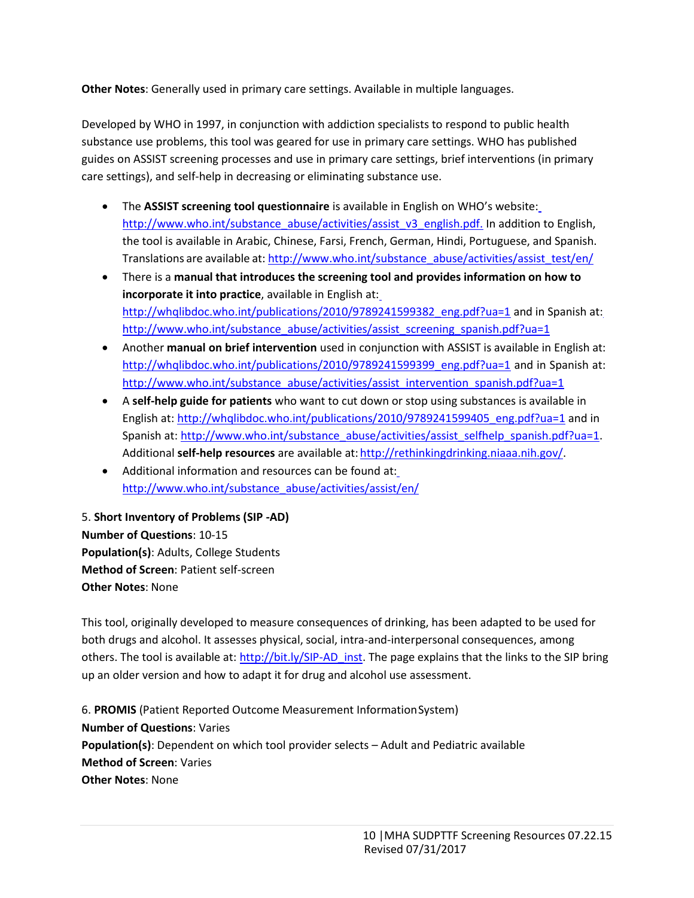**Other Notes**: Generally used in primary care settings. Available in multiple languages.

Developed by WHO in 1997, in conjunction with addiction specialists to respond to public health substance use problems, this tool was geared for use in primary care settings. WHO has published guides on ASSIST screening processes and use in primary care settings, brief interventions (in primary care settings), and self-help in decreasing or eliminating substance use.

- The **ASSIST screening tool questionnaire** is available in English on WHO's website: http://www.who.int/substance_abuse/activities/assist_v3_english.pdf. In addition to English, the tool is available in Arabic, Chinese, Farsi, French, German, Hindi, Portuguese, and Spanish. Translations are available at: http://www.who.int/substance_abuse/activities/assist_test/en/
- There is a **manual that introduces the screening tool and provides information on how to incorporate it into practice**, available in English at: http://whqlibdoc.who.int/publications/2010/9789241599382_eng.pdf?ua=1 and in Spanish at: http://www.who.int/substance_abuse/activities/assist_screening_spanish.pdf?ua=1
- Another **manual on brief intervention** used in conjunction with ASSIST is available in English at: http://whqlibdoc.who.int/publications/2010/9789241599399_eng.pdf?ua=1 and in Spanish at: http://www.who.int/substance_abuse/activities/assist_intervention_spanish.pdf?ua=1
- A **self-help guide for patients** who want to cut down or stop using substances is available in English at: http://whqlibdoc.who.int/publications/2010/9789241599405_eng.pdf?ua=1 and in Spanish at: http://www.who.int/substance_abuse/activities/assist_selfhelp_spanish.pdf?ua=1. Additional **self-help resources** are available at: http://rethinkingdrinking.niaaa.nih.gov/.
- Additional information and resources can be found at: http://www.who.int/substance_abuse/activities/assist/en/

5. **Short Inventory of Problems (SIP -AD)**
**Number of Questions**: 10-15
**Population(s)**: Adults, College Students
**Method of Screen**: Patient self-screen
**Other Notes**: None

This tool, originally developed to measure consequences of drinking, has been adapted to be used for both drugs and alcohol. It assesses physical, social, intra-and-interpersonal consequences, among others. The tool is available at: http://bit.ly/SIP-AD_inst. The page explains that the links to the SIP bring up an older version and how to adapt it for drug and alcohol use assessment.

6. **PROMIS** (Patient Reported Outcome Measurement Information System)
**Number of Questions**: Varies
**Population(s)**: Dependent on which tool provider selects – Adult and Pediatric available
**Method of Screen**: Varies
**Other Notes**: None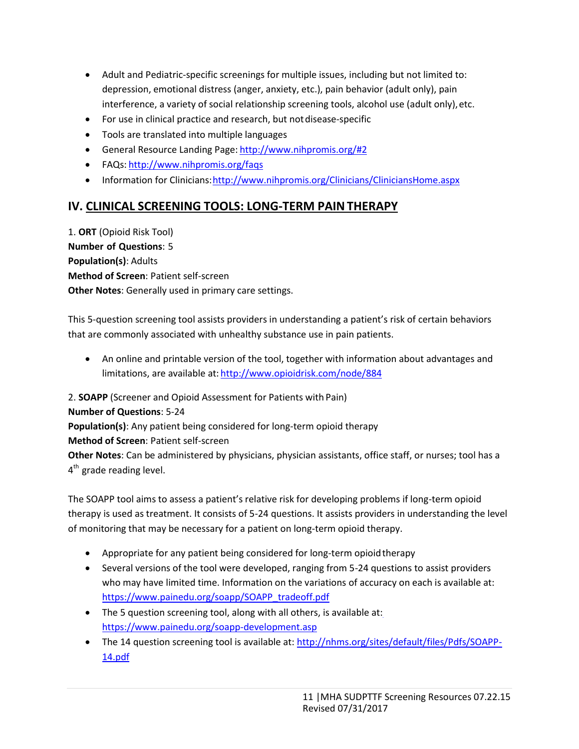- Adult and Pediatric-specific screenings for multiple issues, including but not limited to: depression, emotional distress (anger, anxiety, etc.), pain behavior (adult only), pain interference, a variety of social relationship screening tools, alcohol use (adult only), etc.
- For use in clinical practice and research, but not disease-specific
- Tools are translated into multiple languages
- General Resource Landing Page: http://www.nihpromis.org/#2
- FAQs: http://www.nihpromis.org/faqs
- Information for Clinicians: http://www.nihpromis.org/Clinicians/CliniciansHome.aspx

## IV. CLINICAL SCREENING TOOLS: LONG-TERM PAIN THERAPY

1. **ORT** (Opioid Risk Tool)
**Number of Questions**: 5
**Population(s)**: Adults
**Method of Screen**: Patient self-screen
**Other Notes**: Generally used in primary care settings.

This 5-question screening tool assists providers in understanding a patient's risk of certain behaviors that are commonly associated with unhealthy substance use in pain patients.

- An online and printable version of the tool, together with information about advantages and limitations, are available at: http://www.opioidrisk.com/node/884

2. **SOAPP** (Screener and Opioid Assessment for Patients with Pain)
**Number of Questions**: 5-24
**Population(s)**: Any patient being considered for long-term opioid therapy
**Method of Screen**: Patient self-screen
**Other Notes**: Can be administered by physicians, physician assistants, office staff, or nurses; tool has a 4th grade reading level.

The SOAPP tool aims to assess a patient's relative risk for developing problems if long-term opioid therapy is used as treatment. It consists of 5-24 questions. It assists providers in understanding the level of monitoring that may be necessary for a patient on long-term opioid therapy.

- Appropriate for any patient being considered for long-term opioid therapy
- Several versions of the tool were developed, ranging from 5-24 questions to assist providers who may have limited time. Information on the variations of accuracy on each is available at: https://www.painedu.org/soapp/SOAPP_tradeoff.pdf
- The 5 question screening tool, along with all others, is available at: https://www.painedu.org/soapp-development.asp
- The 14 question screening tool is available at: http://nhms.org/sites/default/files/Pdfs/SOAPP-14.pdf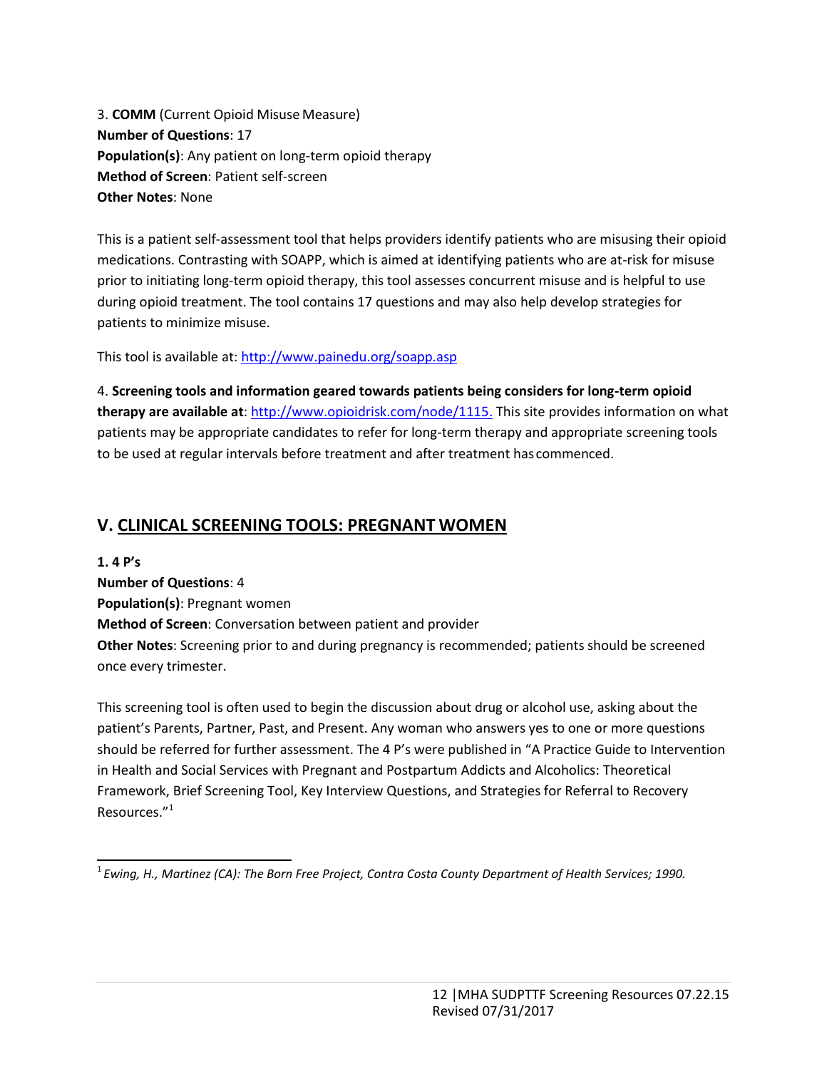3. **COMM** (Current Opioid Misuse Measure)
**Number of Questions**: 17
**Population(s)**: Any patient on long-term opioid therapy
**Method of Screen**: Patient self-screen
**Other Notes**: None

This is a patient self-assessment tool that helps providers identify patients who are misusing their opioid medications. Contrasting with SOAPP, which is aimed at identifying patients who are at-risk for misuse prior to initiating long-term opioid therapy, this tool assesses concurrent misuse and is helpful to use during opioid treatment. The tool contains 17 questions and may also help develop strategies for patients to minimize misuse.

This tool is available at: http://www.painedu.org/soapp.asp

4. **Screening tools and information geared towards patients being considers for long-term opioid therapy are available at**: http://www.opioidrisk.com/node/1115. This site provides information on what patients may be appropriate candidates to refer for long-term therapy and appropriate screening tools to be used at regular intervals before treatment and after treatment has commenced.

## V. CLINICAL SCREENING TOOLS: PREGNANT WOMEN

**1. 4 P's**
**Number of Questions**: 4
**Population(s)**: Pregnant women
**Method of Screen**: Conversation between patient and provider
**Other Notes**: Screening prior to and during pregnancy is recommended; patients should be screened once every trimester.

This screening tool is often used to begin the discussion about drug or alcohol use, asking about the patient's Parents, Partner, Past, and Present. Any woman who answers yes to one or more questions should be referred for further assessment. The 4 P's were published in "A Practice Guide to Intervention in Health and Social Services with Pregnant and Postpartum Addicts and Alcoholics: Theoretical Framework, Brief Screening Tool, Key Interview Questions, and Strategies for Referral to Recovery Resources."[1]

---

[1] *Ewing, H., Martinez (CA): The Born Free Project, Contra Costa County Department of Health Services; 1990.*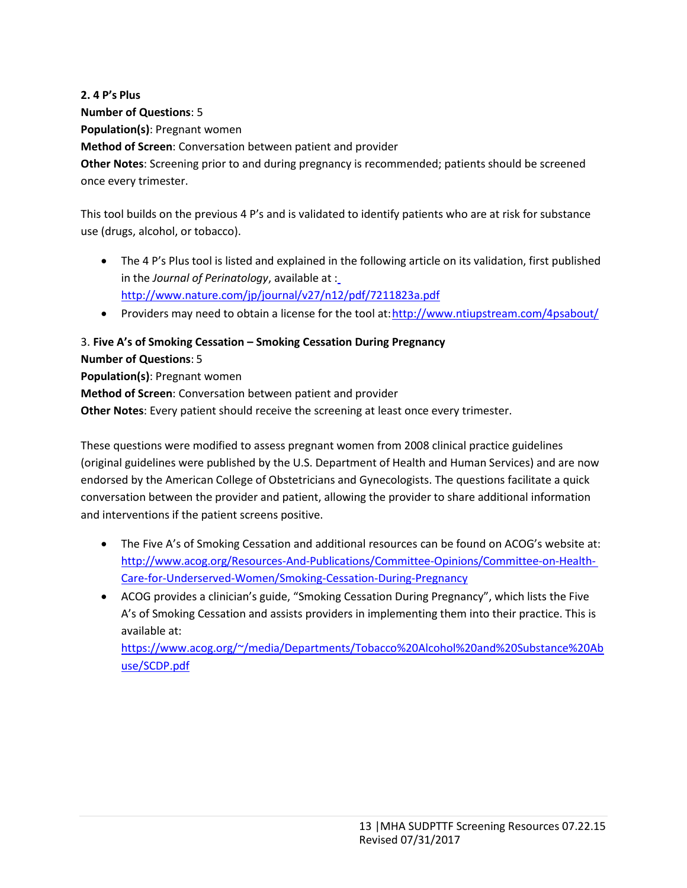**2. 4 P's Plus**
**Number of Questions**: 5
**Population(s)**: Pregnant women
**Method of Screen**: Conversation between patient and provider
**Other Notes**: Screening prior to and during pregnancy is recommended; patients should be screened once every trimester.

This tool builds on the previous 4 P's and is validated to identify patients who are at risk for substance use (drugs, alcohol, or tobacco).

- The 4 P's Plus tool is listed and explained in the following article on its validation, first published in the *Journal of Perinatology*, available at : http://www.nature.com/jp/journal/v27/n12/pdf/7211823a.pdf
- Providers may need to obtain a license for the tool at: http://www.ntiupstream.com/4psabout/

3. **Five A's of Smoking Cessation – Smoking Cessation During Pregnancy**
**Number of Questions**: 5
**Population(s)**: Pregnant women
**Method of Screen**: Conversation between patient and provider
**Other Notes**: Every patient should receive the screening at least once every trimester.

These questions were modified to assess pregnant women from 2008 clinical practice guidelines (original guidelines were published by the U.S. Department of Health and Human Services) and are now endorsed by the American College of Obstetricians and Gynecologists. The questions facilitate a quick conversation between the provider and patient, allowing the provider to share additional information and interventions if the patient screens positive.

- The Five A's of Smoking Cessation and additional resources can be found on ACOG's website at: http://www.acog.org/Resources-And-Publications/Committee-Opinions/Committee-on-Health-Care-for-Underserved-Women/Smoking-Cessation-During-Pregnancy
- ACOG provides a clinician's guide, "Smoking Cessation During Pregnancy", which lists the Five A's of Smoking Cessation and assists providers in implementing them into their practice. This is available at: https://www.acog.org/~/media/Departments/Tobacco%20Alcohol%20and%20Substance%20Abuse/SCDP.pdf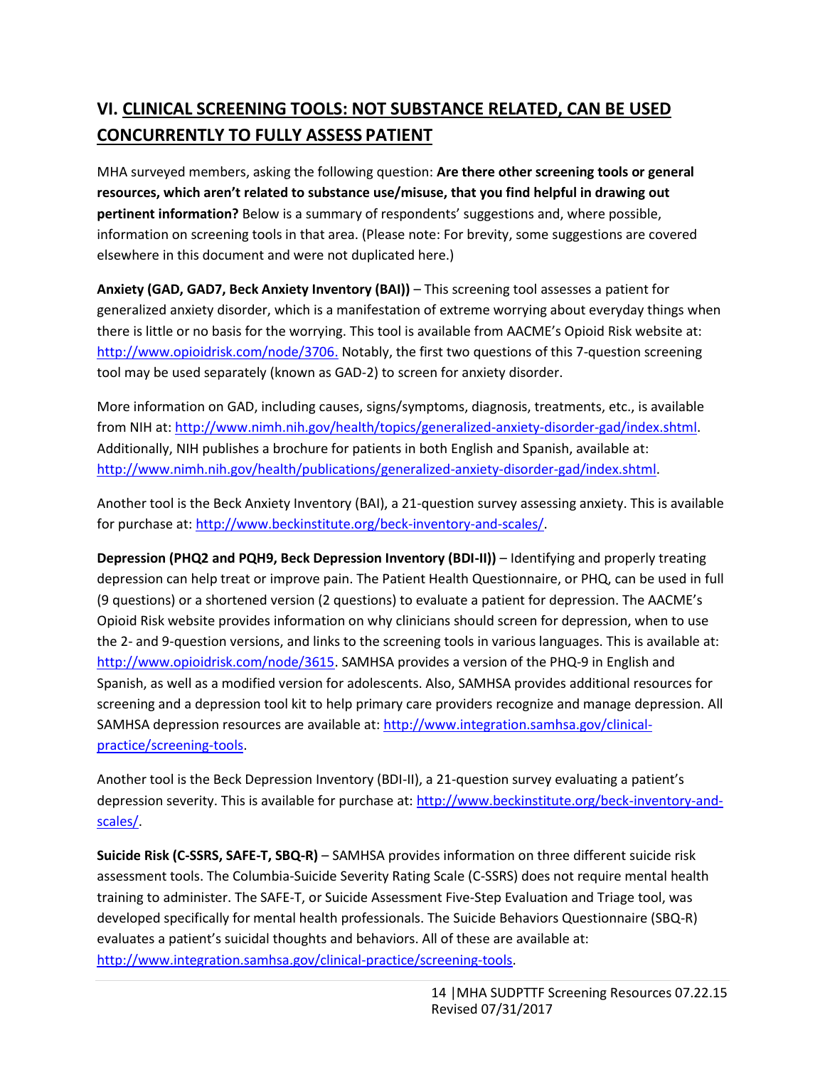## VI. CLINICAL SCREENING TOOLS: NOT SUBSTANCE RELATED, CAN BE USED CONCURRENTLY TO FULLY ASSESS PATIENT

MHA surveyed members, asking the following question: **Are there other screening tools or general resources, which aren't related to substance use/misuse, that you find helpful in drawing out pertinent information?** Below is a summary of respondents' suggestions and, where possible, information on screening tools in that area. (Please note: For brevity, some suggestions are covered elsewhere in this document and were not duplicated here.)

**Anxiety (GAD, GAD7, Beck Anxiety Inventory (BAI))** – This screening tool assesses a patient for generalized anxiety disorder, which is a manifestation of extreme worrying about everyday things when there is little or no basis for the worrying. This tool is available from AACME's Opioid Risk website at: http://www.opioidrisk.com/node/3706. Notably, the first two questions of this 7-question screening tool may be used separately (known as GAD-2) to screen for anxiety disorder.

More information on GAD, including causes, signs/symptoms, diagnosis, treatments, etc., is available from NIH at: http://www.nimh.nih.gov/health/topics/generalized-anxiety-disorder-gad/index.shtml. Additionally, NIH publishes a brochure for patients in both English and Spanish, available at: http://www.nimh.nih.gov/health/publications/generalized-anxiety-disorder-gad/index.shtml.

Another tool is the Beck Anxiety Inventory (BAI), a 21-question survey assessing anxiety. This is available for purchase at: http://www.beckinstitute.org/beck-inventory-and-scales/.

**Depression (PHQ2 and PQH9, Beck Depression Inventory (BDI-II))** – Identifying and properly treating depression can help treat or improve pain. The Patient Health Questionnaire, or PHQ, can be used in full (9 questions) or a shortened version (2 questions) to evaluate a patient for depression. The AACME's Opioid Risk website provides information on why clinicians should screen for depression, when to use the 2- and 9-question versions, and links to the screening tools in various languages. This is available at: http://www.opioidrisk.com/node/3615. SAMHSA provides a version of the PHQ-9 in English and Spanish, as well as a modified version for adolescents. Also, SAMHSA provides additional resources for screening and a depression tool kit to help primary care providers recognize and manage depression. All SAMHSA depression resources are available at: http://www.integration.samhsa.gov/clinical-practice/screening-tools.

Another tool is the Beck Depression Inventory (BDI-II), a 21-question survey evaluating a patient's depression severity. This is available for purchase at: http://www.beckinstitute.org/beck-inventory-and-scales/.

**Suicide Risk (C-SSRS, SAFE-T, SBQ-R)** – SAMHSA provides information on three different suicide risk assessment tools. The Columbia-Suicide Severity Rating Scale (C-SSRS) does not require mental health training to administer. The SAFE-T, or Suicide Assessment Five-Step Evaluation and Triage tool, was developed specifically for mental health professionals. The Suicide Behaviors Questionnaire (SBQ-R) evaluates a patient's suicidal thoughts and behaviors. All of these are available at: http://www.integration.samhsa.gov/clinical-practice/screening-tools.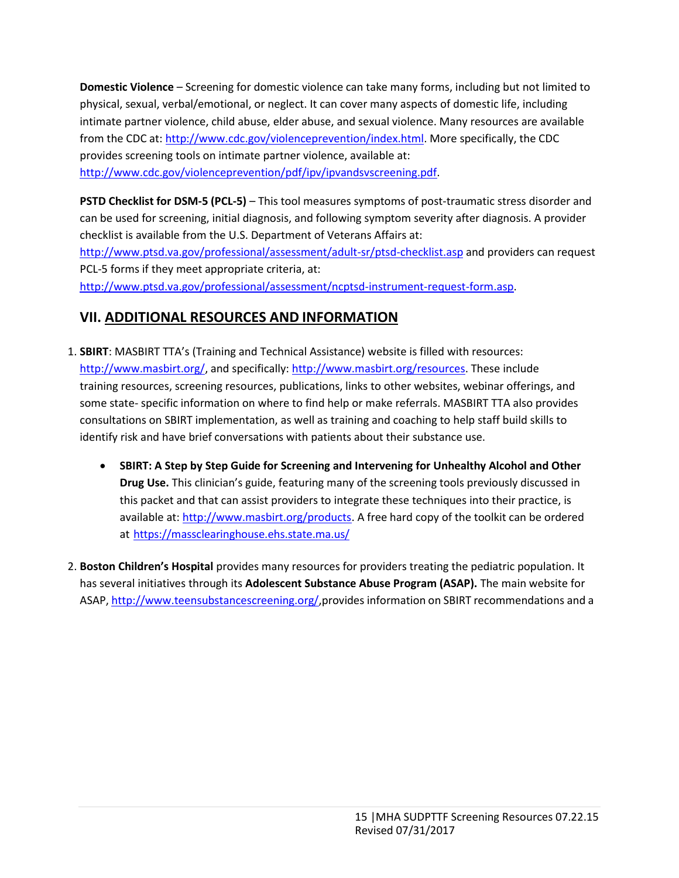**Domestic Violence** – Screening for domestic violence can take many forms, including but not limited to physical, sexual, verbal/emotional, or neglect. It can cover many aspects of domestic life, including intimate partner violence, child abuse, elder abuse, and sexual violence. Many resources are available from the CDC at: http://www.cdc.gov/violenceprevention/index.html. More specifically, the CDC provides screening tools on intimate partner violence, available at: http://www.cdc.gov/violenceprevention/pdf/ipv/ipvandsvscreening.pdf.

**PSTD Checklist for DSM-5 (PCL-5)** – This tool measures symptoms of post-traumatic stress disorder and can be used for screening, initial diagnosis, and following symptom severity after diagnosis. A provider checklist is available from the U.S. Department of Veterans Affairs at: http://www.ptsd.va.gov/professional/assessment/adult-sr/ptsd-checklist.asp and providers can request PCL-5 forms if they meet appropriate criteria, at: http://www.ptsd.va.gov/professional/assessment/ncptsd-instrument-request-form.asp.

## VII. ADDITIONAL RESOURCES AND INFORMATION

1. **SBIRT**: MASBIRT TTA's (Training and Technical Assistance) website is filled with resources: http://www.masbirt.org/, and specifically: http://www.masbirt.org/resources. These include training resources, screening resources, publications, links to other websites, webinar offerings, and some state- specific information on where to find help or make referrals. MASBIRT TTA also provides consultations on SBIRT implementation, as well as training and coaching to help staff build skills to identify risk and have brief conversations with patients about their substance use.

    - **SBIRT: A Step by Step Guide for Screening and Intervening for Unhealthy Alcohol and Other Drug Use.** This clinician's guide, featuring many of the screening tools previously discussed in this packet and that can assist providers to integrate these techniques into their practice, is available at: http://www.masbirt.org/products. A free hard copy of the toolkit can be ordered at https://massclearinghouse.ehs.state.ma.us/

2. **Boston Children's Hospital** provides many resources for providers treating the pediatric population. It has several initiatives through its **Adolescent Substance Abuse Program (ASAP).** The main website for ASAP, http://www.teensubstancescreening.org/,provides information on SBIRT recommendations and a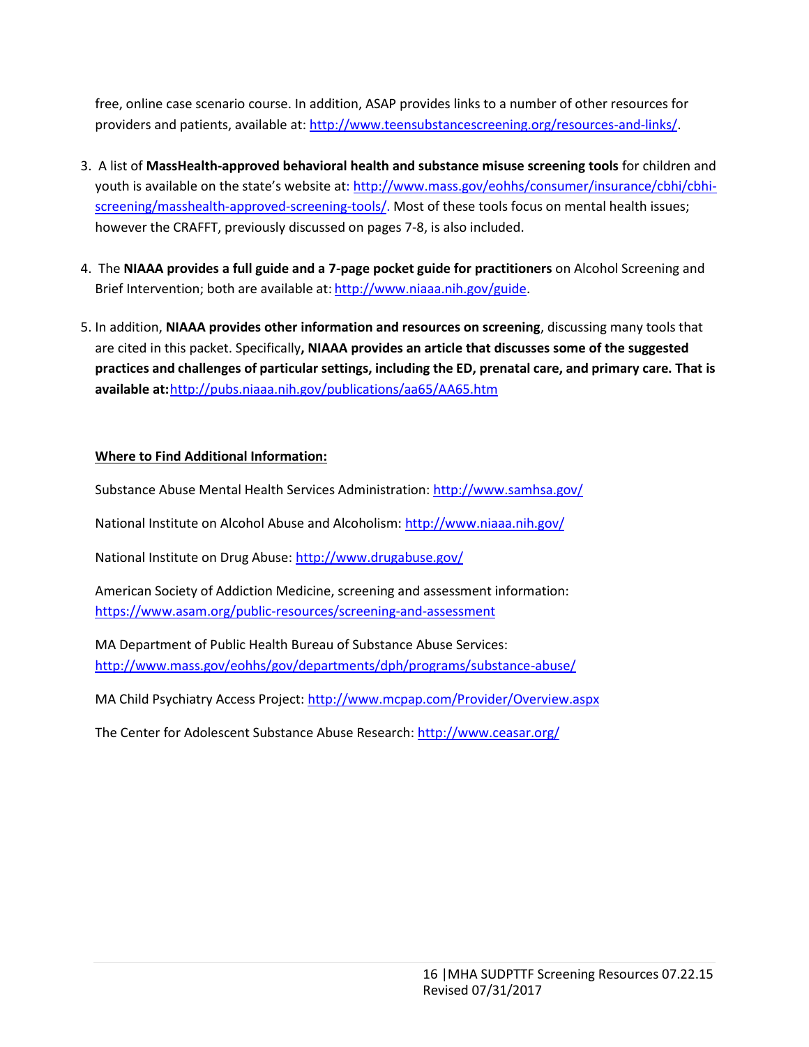free, online case scenario course. In addition, ASAP provides links to a number of other resources for providers and patients, available at: http://www.teensubstancescreening.org/resources-and-links/.

3. A list of **MassHealth-approved behavioral health and substance misuse screening tools** for children and youth is available on the state's website at: http://www.mass.gov/eohhs/consumer/insurance/cbhi/cbhi-screening/masshealth-approved-screening-tools/. Most of these tools focus on mental health issues; however the CRAFFT, previously discussed on pages 7-8, is also included.

4. The **NIAAA provides a full guide and a 7-page pocket guide for practitioners** on Alcohol Screening and Brief Intervention; both are available at: http://www.niaaa.nih.gov/guide.

5. In addition, **NIAAA provides other information and resources on screening**, discussing many tools that are cited in this packet. Specifically**, NIAAA provides an article that discusses some of the suggested practices and challenges of particular settings, including the ED, prenatal care, and primary care. That is available at:**http://pubs.niaaa.nih.gov/publications/aa65/AA65.htm

**Where to Find Additional Information:**

Substance Abuse Mental Health Services Administration: http://www.samhsa.gov/

National Institute on Alcohol Abuse and Alcoholism: http://www.niaaa.nih.gov/

National Institute on Drug Abuse: http://www.drugabuse.gov/

American Society of Addiction Medicine, screening and assessment information: https://www.asam.org/public-resources/screening-and-assessment

MA Department of Public Health Bureau of Substance Abuse Services: http://www.mass.gov/eohhs/gov/departments/dph/programs/substance-abuse/

MA Child Psychiatry Access Project: http://www.mcpap.com/Provider/Overview.aspx

The Center for Adolescent Substance Abuse Research: http://www.ceasar.org/